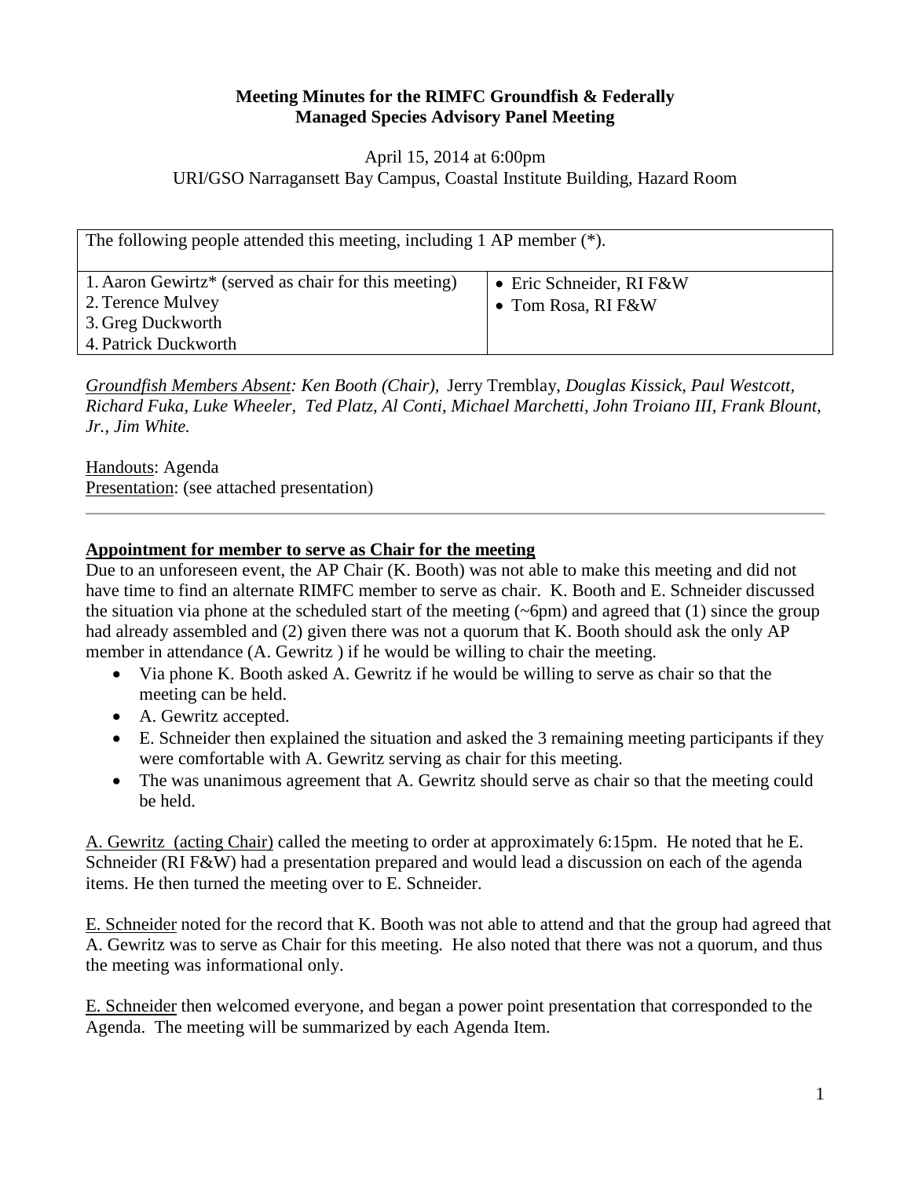**Meeting Minutes for the RIMFC Groundfish & Federally Managed Species Advisory Panel Meeting**

April 15, 2014 at 6:00pm
URI/GSO Narragansett Bay Campus, Coastal Institute Building, Hazard Room

| The following people attended this meeting, including 1 AP member (*). | |
|---|---|
| 1. Aaron Gewirtz* (served as chair for this meeting)<br>2. Terence Mulvey<br>3. Greg Duckworth<br>4. Patrick Duckworth | • Eric Schneider, RI F&W<br>• Tom Rosa, RI F&W |

<u>Groundfish Members Absent</u>*: Ken Booth (Chair),* Jerry Tremblay*, Douglas Kissick, Paul Westcott, Richard Fuka, Luke Wheeler, Ted Platz, Al Conti, Michael Marchetti, John Troiano III, Frank Blount, Jr., Jim White.*

<u>Handouts</u>: Agenda
<u>Presentation</u>: (see attached presentation)

---

**<u>Appointment for member to serve as Chair for the meeting</u>**

Due to an unforeseen event, the AP Chair (K. Booth) was not able to make this meeting and did not have time to find an alternate RIMFC member to serve as chair. K. Booth and E. Schneider discussed the situation via phone at the scheduled start of the meeting (~6pm) and agreed that (1) since the group had already assembled and (2) given there was not a quorum that K. Booth should ask the only AP member in attendance (A. Gewritz ) if he would be willing to chair the meeting.

- Via phone K. Booth asked A. Gewritz if he would be willing to serve as chair so that the meeting can be held.
- A. Gewritz accepted.
- E. Schneider then explained the situation and asked the 3 remaining meeting participants if they were comfortable with A. Gewritz serving as chair for this meeting.
- The was unanimous agreement that A. Gewritz should serve as chair so that the meeting could be held.

<u>A. Gewritz (acting Chair)</u> called the meeting to order at approximately 6:15pm. He noted that he E. Schneider (RI F&W) had a presentation prepared and would lead a discussion on each of the agenda items. He then turned the meeting over to E. Schneider.

<u>E. Schneider</u> noted for the record that K. Booth was not able to attend and that the group had agreed that A. Gewritz was to serve as Chair for this meeting. He also noted that there was not a quorum, and thus the meeting was informational only.

<u>E. Schneider</u> then welcomed everyone, and began a power point presentation that corresponded to the Agenda. The meeting will be summarized by each Agenda Item.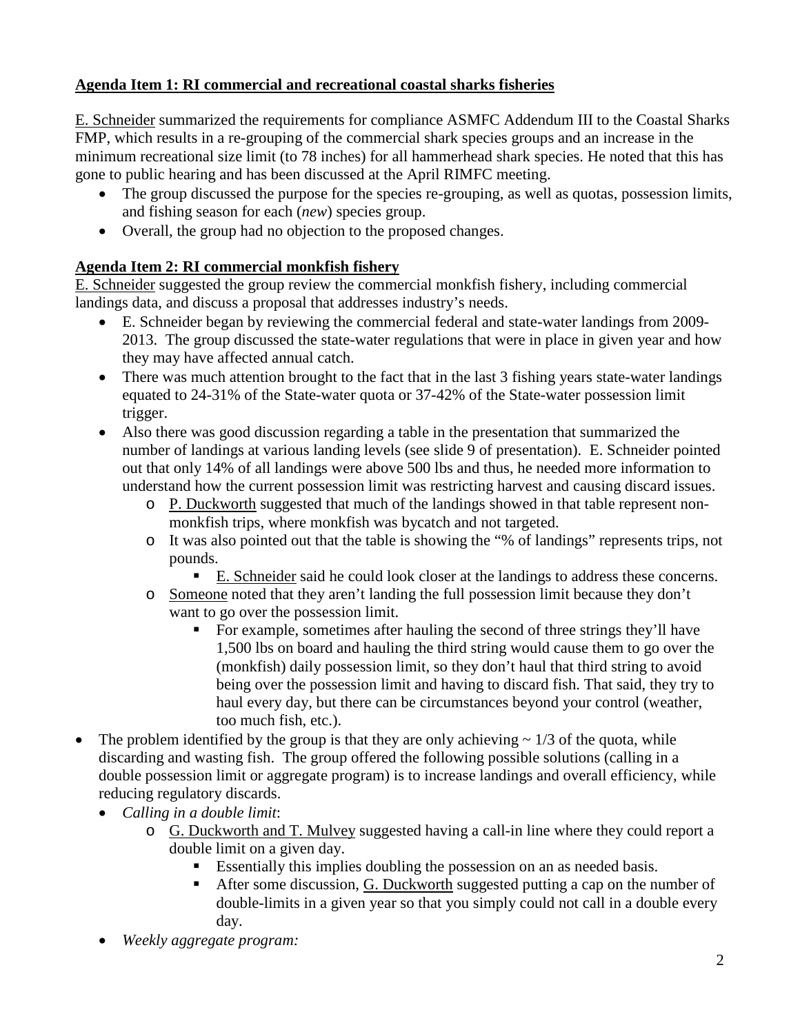**Agenda Item 1: RI commercial and recreational coastal sharks fisheries**

E. Schneider summarized the requirements for compliance ASMFC Addendum III to the Coastal Sharks FMP, which results in a re-grouping of the commercial shark species groups and an increase in the minimum recreational size limit (to 78 inches) for all hammerhead shark species. He noted that this has gone to public hearing and has been discussed at the April RIMFC meeting.

- The group discussed the purpose for the species re-grouping, as well as quotas, possession limits, and fishing season for each (*new*) species group.
- Overall, the group had no objection to the proposed changes.

**Agenda Item 2: RI commercial monkfish fishery**

E. Schneider suggested the group review the commercial monkfish fishery, including commercial landings data, and discuss a proposal that addresses industry's needs.

- E. Schneider began by reviewing the commercial federal and state-water landings from 2009-2013. The group discussed the state-water regulations that were in place in given year and how they may have affected annual catch.
- There was much attention brought to the fact that in the last 3 fishing years state-water landings equated to 24-31% of the State-water quota or 37-42% of the State-water possession limit trigger.
- Also there was good discussion regarding a table in the presentation that summarized the number of landings at various landing levels (see slide 9 of presentation). E. Schneider pointed out that only 14% of all landings were above 500 lbs and thus, he needed more information to understand how the current possession limit was restricting harvest and causing discard issues.
  - P. Duckworth suggested that much of the landings showed in that table represent non-monkfish trips, where monkfish was bycatch and not targeted.
  - It was also pointed out that the table is showing the "% of landings" represents trips, not pounds.
    - E. Schneider said he could look closer at the landings to address these concerns.
  - Someone noted that they aren't landing the full possession limit because they don't want to go over the possession limit.
    - For example, sometimes after hauling the second of three strings they'll have 1,500 lbs on board and hauling the third string would cause them to go over the (monkfish) daily possession limit, so they don't haul that third string to avoid being over the possession limit and having to discard fish. That said, they try to haul every day, but there can be circumstances beyond your control (weather, too much fish, etc.).
- The problem identified by the group is that they are only achieving ~ 1/3 of the quota, while discarding and wasting fish. The group offered the following possible solutions (calling in a double possession limit or aggregate program) is to increase landings and overall efficiency, while reducing regulatory discards.
  - *Calling in a double limit*:
    - G. Duckworth and T. Mulvey suggested having a call-in line where they could report a double limit on a given day.
      - Essentially this implies doubling the possession on an as needed basis.
      - After some discussion, G. Duckworth suggested putting a cap on the number of double-limits in a given year so that you simply could not call in a double every day.
  - *Weekly aggregate program:*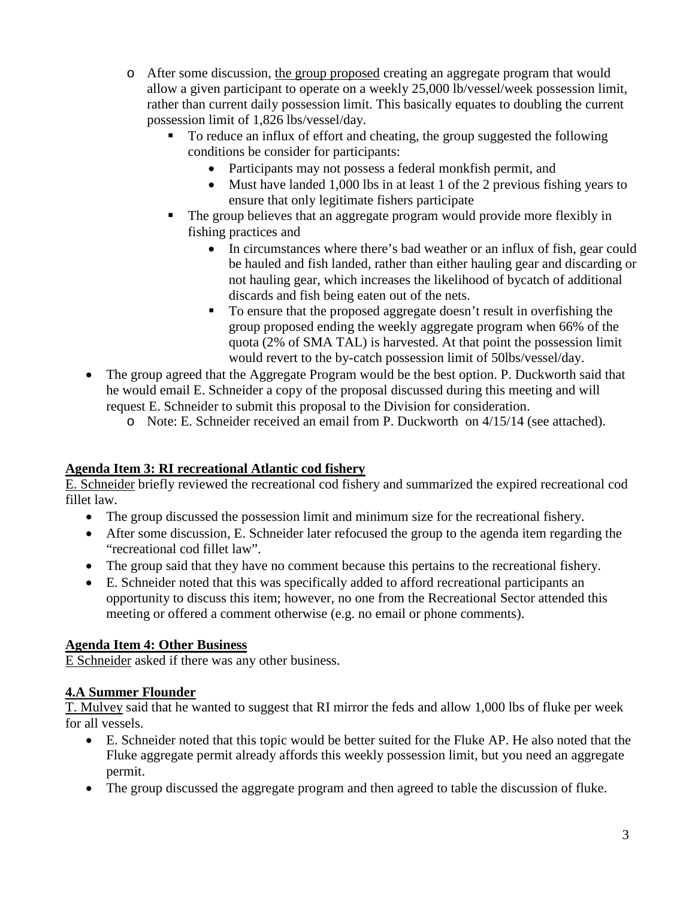- After some discussion, <u>the group proposed</u> creating an aggregate program that would allow a given participant to operate on a weekly 25,000 lb/vessel/week possession limit, rather than current daily possession limit. This basically equates to doubling the current possession limit of 1,826 lbs/vessel/day.
    - To reduce an influx of effort and cheating, the group suggested the following conditions be consider for participants:
        - Participants may not possess a federal monkfish permit, and
        - Must have landed 1,000 lbs in at least 1 of the 2 previous fishing years to ensure that only legitimate fishers participate
    - The group believes that an aggregate program would provide more flexibly in fishing practices and
        - In circumstances where there's bad weather or an influx of fish, gear could be hauled and fish landed, rather than either hauling gear and discarding or not hauling gear, which increases the likelihood of bycatch of additional discards and fish being eaten out of the nets.
    - To ensure that the proposed aggregate doesn't result in overfishing the group proposed ending the weekly aggregate program when 66% of the quota (2% of SMA TAL) is harvested. At that point the possession limit would revert to the by-catch possession limit of 50lbs/vessel/day.
- The group agreed that the Aggregate Program would be the best option. P. Duckworth said that he would email E. Schneider a copy of the proposal discussed during this meeting and will request E. Schneider to submit this proposal to the Division for consideration.
    - Note: E. Schneider received an email from P. Duckworth on 4/15/14 (see attached).

## Agenda Item 3: RI recreational Atlantic cod fishery

<u>E. Schneider</u> briefly reviewed the recreational cod fishery and summarized the expired recreational cod fillet law.

- The group discussed the possession limit and minimum size for the recreational fishery.
- After some discussion, E. Schneider later refocused the group to the agenda item regarding the "recreational cod fillet law".
- The group said that they have no comment because this pertains to the recreational fishery.
- E. Schneider noted that this was specifically added to afford recreational participants an opportunity to discuss this item; however, no one from the Recreational Sector attended this meeting or offered a comment otherwise (e.g. no email or phone comments).

## Agenda Item 4: Other Business

<u>E Schneider</u> asked if there was any other business.

### 4.A Summer Flounder

<u>T. Mulvey</u> said that he wanted to suggest that RI mirror the feds and allow 1,000 lbs of fluke per week for all vessels.

- E. Schneider noted that this topic would be better suited for the Fluke AP. He also noted that the Fluke aggregate permit already affords this weekly possession limit, but you need an aggregate permit.
- The group discussed the aggregate program and then agreed to table the discussion of fluke.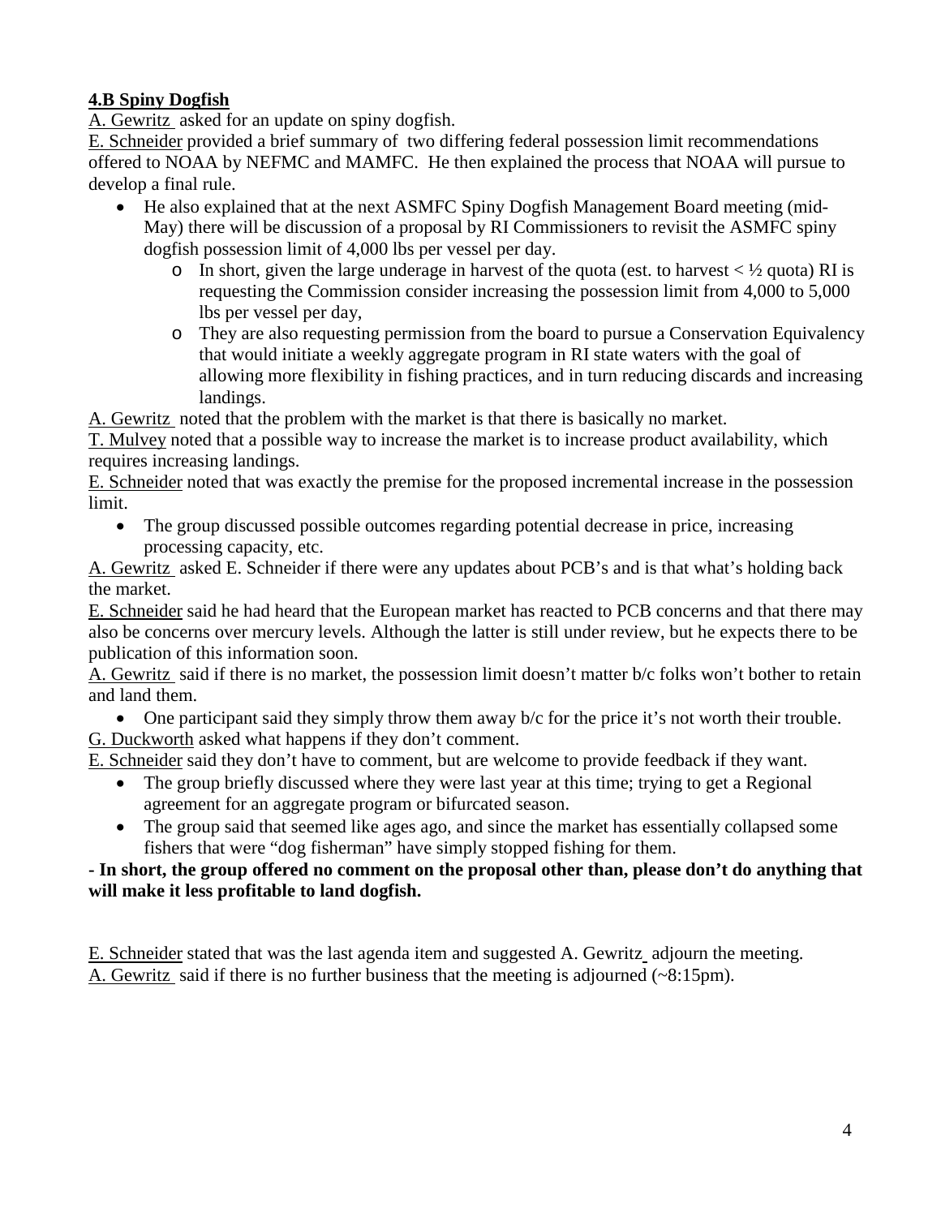**4.B Spiny Dogfish**

A. Gewritz asked for an update on spiny dogfish.

E. Schneider provided a brief summary of two differing federal possession limit recommendations offered to NOAA by NEFMC and MAMFC. He then explained the process that NOAA will pursue to develop a final rule.

- He also explained that at the next ASMFC Spiny Dogfish Management Board meeting (mid-May) there will be discussion of a proposal by RI Commissioners to revisit the ASMFC spiny dogfish possession limit of 4,000 lbs per vessel per day.
  - In short, given the large underage in harvest of the quota (est. to harvest < ½ quota) RI is requesting the Commission consider increasing the possession limit from 4,000 to 5,000 lbs per vessel per day,
  - They are also requesting permission from the board to pursue a Conservation Equivalency that would initiate a weekly aggregate program in RI state waters with the goal of allowing more flexibility in fishing practices, and in turn reducing discards and increasing landings.

A. Gewritz noted that the problem with the market is that there is basically no market.

T. Mulvey noted that a possible way to increase the market is to increase product availability, which requires increasing landings.

E. Schneider noted that was exactly the premise for the proposed incremental increase in the possession limit.

- The group discussed possible outcomes regarding potential decrease in price, increasing processing capacity, etc.

A. Gewritz asked E. Schneider if there were any updates about PCB's and is that what's holding back the market.

E. Schneider said he had heard that the European market has reacted to PCB concerns and that there may also be concerns over mercury levels. Although the latter is still under review, but he expects there to be publication of this information soon.

A. Gewritz said if there is no market, the possession limit doesn't matter b/c folks won't bother to retain and land them.

- One participant said they simply throw them away b/c for the price it's not worth their trouble.

G. Duckworth asked what happens if they don't comment.

E. Schneider said they don't have to comment, but are welcome to provide feedback if they want.

- The group briefly discussed where they were last year at this time; trying to get a Regional agreement for an aggregate program or bifurcated season.
- The group said that seemed like ages ago, and since the market has essentially collapsed some fishers that were "dog fisherman" have simply stopped fishing for them.

**- In short, the group offered no comment on the proposal other than, please don't do anything that will make it less profitable to land dogfish.**

E. Schneider stated that was the last agenda item and suggested A. Gewritz adjourn the meeting.

A. Gewritz said if there is no further business that the meeting is adjourned (~8:15pm).